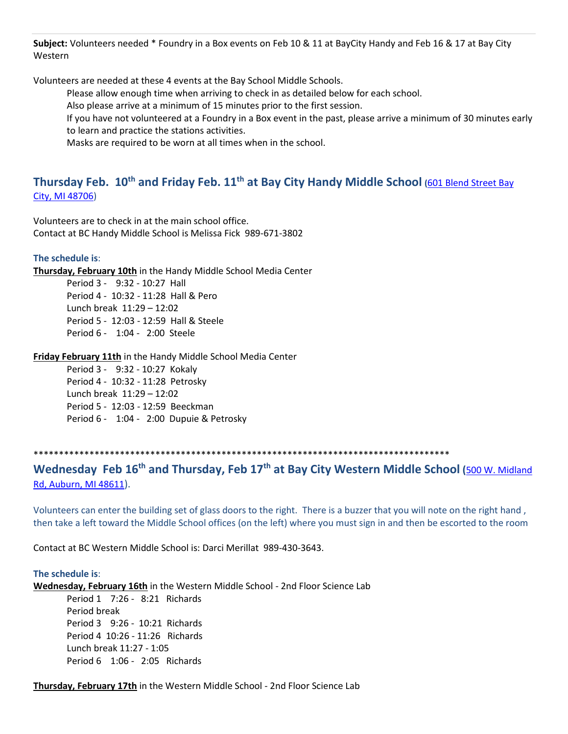**Subject:** Volunteers needed * Foundry in a Box events on Feb 10 & 11 at BayCity Handy and Feb 16 & 17 at Bay City Western

Volunteers are needed at these 4 events at the Bay School Middle Schools.

> Please allow enough time when arriving to check in as detailed below for each school.
> Also please arrive at a minimum of 15 minutes prior to the first session.
> If you have not volunteered at a Foundry in a Box event in the past, please arrive a minimum of 30 minutes early to learn and practice the stations activities.
> Masks are required to be worn at all times when in the school.

## Thursday Feb. 10th and Friday Feb. 11th at Bay City Handy Middle School (601 Blend Street Bay City, MI 48706)

Volunteers are to check in at the main school office.
Contact at BC Handy Middle School is Melissa Fick 989-671-3802

**The schedule is**:

**Thursday, February 10th** in the Handy Middle School Media Center

- Period 3 - 9:32 - 10:27 Hall
- Period 4 - 10:32 - 11:28 Hall & Pero
- Lunch break 11:29 – 12:02
- Period 5 - 12:03 - 12:59 Hall & Steele
- Period 6 - 1:04 - 2:00 Steele

**Friday February 11th** in the Handy Middle School Media Center

- Period 3 - 9:32 - 10:27 Kokaly
- Period 4 - 10:32 - 11:28 Petrosky
- Lunch break 11:29 – 12:02
- Period 5 - 12:03 - 12:59 Beeckman
- Period 6 - 1:04 - 2:00 Dupuie & Petrosky

************************************************************************************

## Wednesday Feb 16th and Thursday, Feb 17th at Bay City Western Middle School (500 W. Midland Rd, Auburn, MI 48611).

Volunteers can enter the building set of glass doors to the right. There is a buzzer that you will note on the right hand , then take a left toward the Middle School offices (on the left) where you must sign in and then be escorted to the room

Contact at BC Western Middle School is: Darci Merillat 989-430-3643.

**The schedule is**:

**Wednesday, February 16th** in the Western Middle School - 2nd Floor Science Lab

- Period 1 7:26 - 8:21 Richards
- Period break
- Period 3 9:26 - 10:21 Richards
- Period 4 10:26 - 11:26 Richards
- Lunch break 11:27 - 1:05
- Period 6 1:06 - 2:05 Richards

**Thursday, February 17th** in the Western Middle School - 2nd Floor Science Lab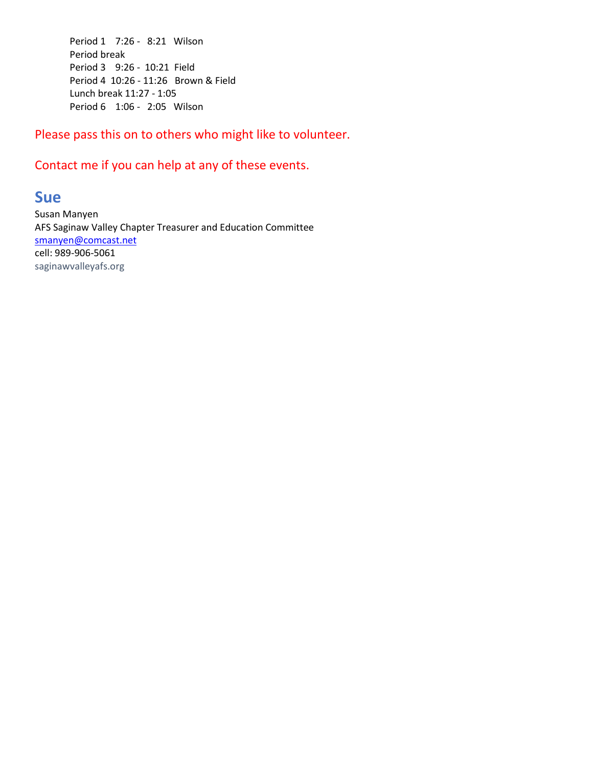Period 1    7:26 -   8:21   Wilson
Period break
Period 3    9:26 -  10:21  Field
Period 4  10:26 - 11:26   Brown & Field
Lunch break 11:27 - 1:05
Period 6    1:06 -   2:05   Wilson

Please pass this on to others who might like to volunteer.

Contact me if you can help at any of these events.

## Sue

Susan Manyen
AFS Saginaw Valley Chapter Treasurer and Education Committee
smanyen@comcast.net
cell: 989-906-5061
saginawvalleyafs.org